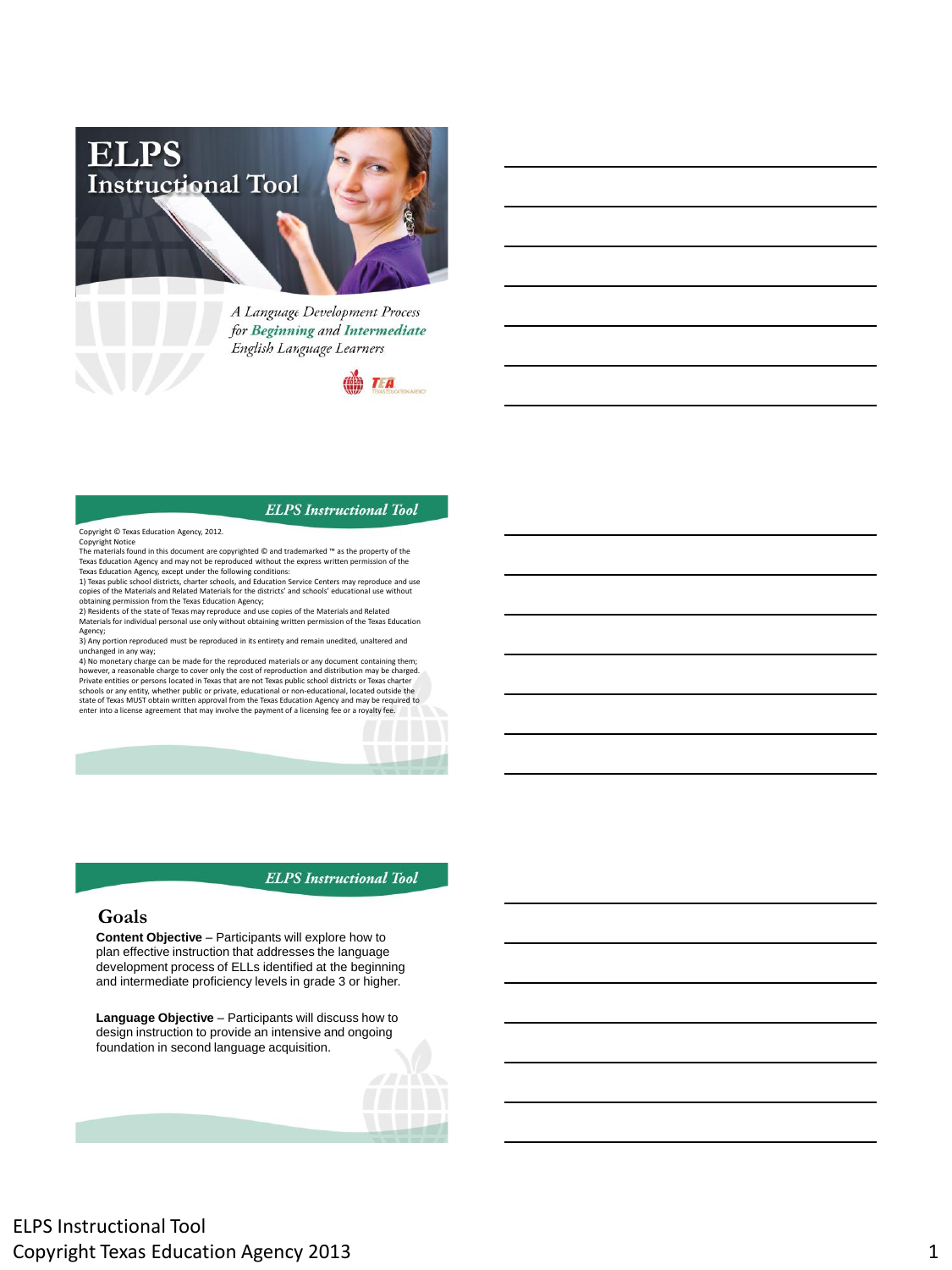# ELPS Instructional Tool

*A Language Development Process for **Beginning** and **Intermediate** English Language Learners*

---

## ELPS Instructional Tool

Copyright © Texas Education Agency, 2012.

Copyright Notice

The materials found in this document are copyrighted © and trademarked ™ as the property of the Texas Education Agency and may not be reproduced without the express written permission of the Texas Education Agency, except under the following conditions:

1) Texas public school districts, charter schools, and Education Service Centers may reproduce and use copies of the Materials and Related Materials for the districts' and schools' educational use without obtaining permission from the Texas Education Agency;

2) Residents of the state of Texas may reproduce and use copies of the Materials and Related Materials for individual personal use only without obtaining written permission of the Texas Education Agency;

3) Any portion reproduced must be reproduced in its entirety and remain unedited, unaltered and unchanged in any way;

4) No monetary charge can be made for the reproduced materials or any document containing them; however, a reasonable charge to cover only the cost of reproduction and distribution may be charged. Private entities or persons located in Texas that are not Texas public school districts or Texas charter schools or any entity, whether public or private, educational or non-educational, located outside the state of Texas MUST obtain written approval from the Texas Education Agency and may be required to enter into a license agreement that may involve the payment of a licensing fee or a royalty fee.

---

## ELPS Instructional Tool

### Goals

**Content Objective** – Participants will explore how to plan effective instruction that addresses the language development process of ELLs identified at the beginning and intermediate proficiency levels in grade 3 or higher.

**Language Objective** – Participants will discuss how to design instruction to provide an intensive and ongoing foundation in second language acquisition.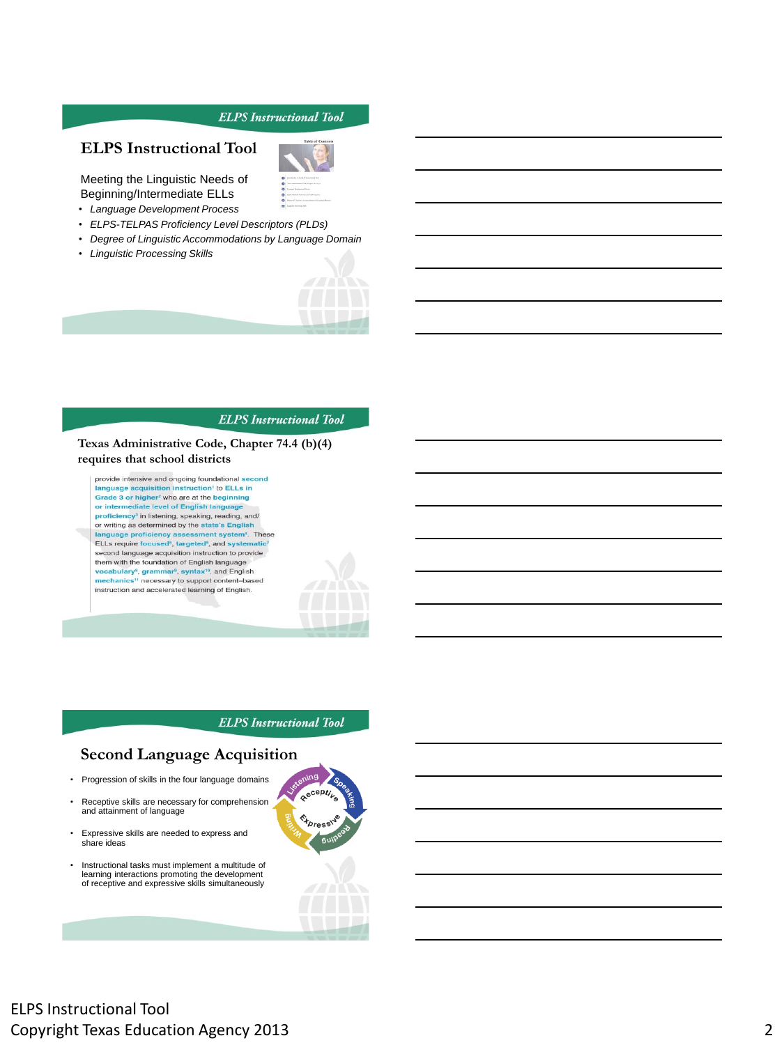## ELPS Instructional Tool

Meeting the Linguistic Needs of Beginning/Intermediate ELLs

- *Language Development Process*
- *ELPS-TELPAS Proficiency Level Descriptors (PLDs)*
- *Degree of Linguistic Accommodations by Language Domain*
- *Linguistic Processing Skills*

## Texas Administrative Code, Chapter 74.4 (b)(4) requires that school districts

provide intensive and ongoing foundational **second language acquisition instruction**[1] to **ELLs in Grade 3 or higher**[2] who are at the **beginning or intermediate level of English language proficiency**[3] in listening, speaking, reading, and/ or writing as determined by the **state's English language proficiency assessment system**[4]. These ELLs require **focused**[5], **targeted**[6], and **systematic**[7] second language acquisition instruction to provide them with the foundation of English language **vocabulary**[8], **grammar**[9], **syntax**[10], and English **mechanics**[11] necessary to support content–based instruction and accelerated learning of English.

## Second Language Acquisition

- Progression of skills in the four language domains
- Receptive skills are necessary for comprehension and attainment of language
- Expressive skills are needed to express and share ideas
- Instructional tasks must implement a multitude of learning interactions promoting the development of receptive and expressive skills simultaneously

ELPS Instructional Tool
Copyright Texas Education Agency 2013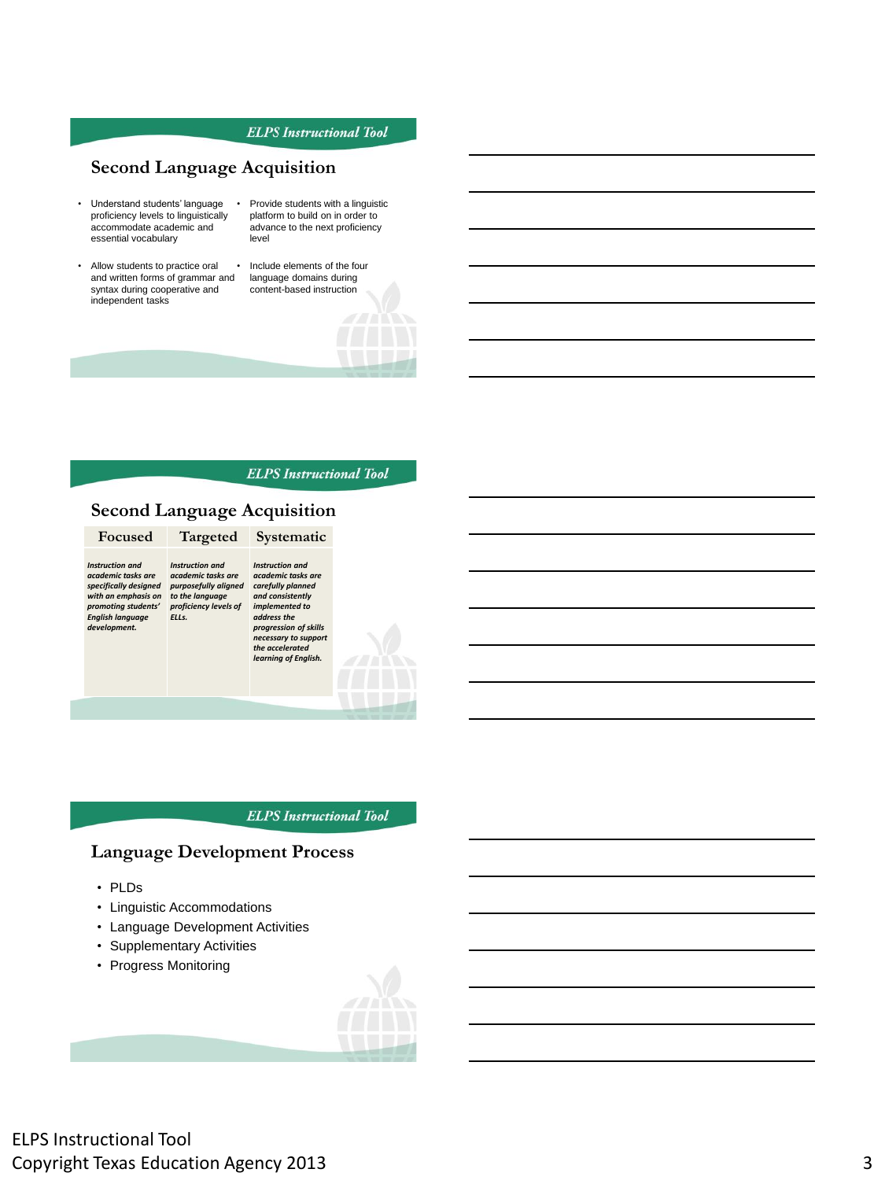## Second Language Acquisition

- Understand students' language proficiency levels to linguistically accommodate academic and essential vocabulary
- Provide students with a linguistic platform to build on in order to advance to the next proficiency level
- Allow students to practice oral and written forms of grammar and syntax during cooperative and independent tasks
- Include elements of the four language domains during content-based instruction

## Second Language Acquisition

| Focused | Targeted | Systematic |
| --- | --- | --- |
| *Instruction and academic tasks are specifically designed with an emphasis on promoting students' English language development.* | *Instruction and academic tasks are purposefully aligned to the language proficiency levels of ELLs.* | *Instruction and academic tasks are carefully planned and consistently implemented to address the progression of skills necessary to support the accelerated learning of English.* |

## Language Development Process

- PLDs
- Linguistic Accommodations
- Language Development Activities
- Supplementary Activities
- Progress Monitoring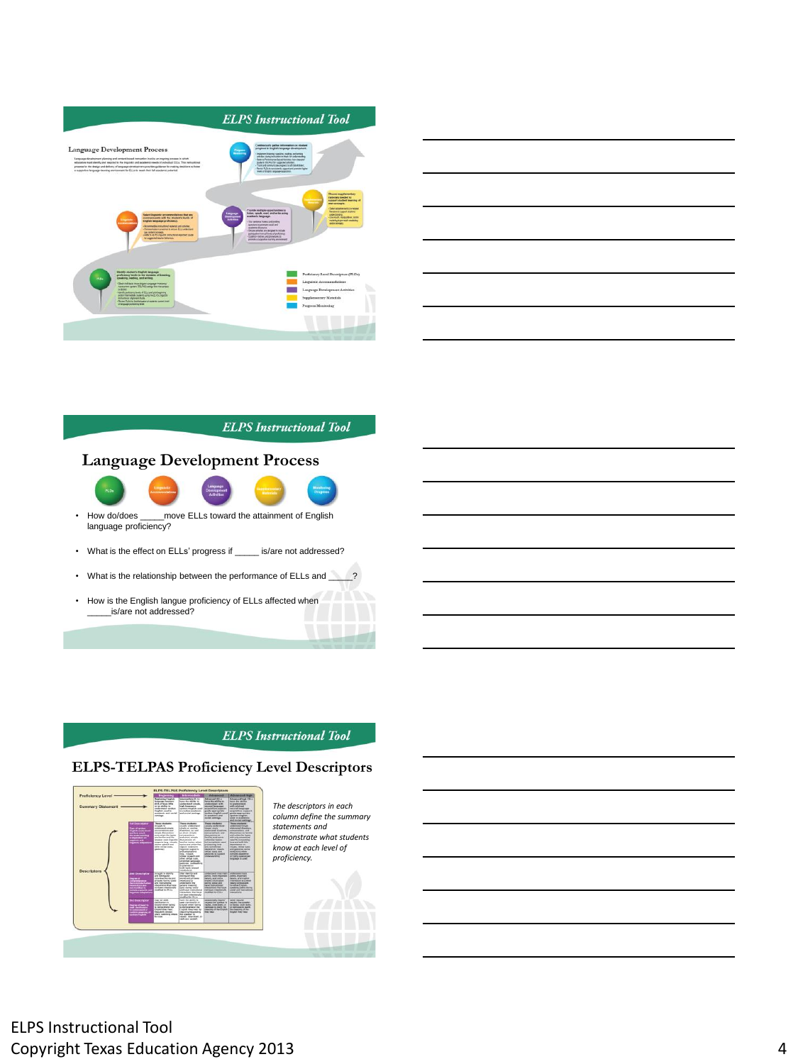## ELPS Instructional Tool

### Language Development Process

Language development planning and research-based instruction involves an ongoing process in which educators must identify and respond to the linguistic and academic needs of individual ELLs. This instructional process for the design and delivery of language development provides guidance for making decisions to foster a supportive language-learning environment for ELLs to reach their full academic potential.

- Proficiency Level Descriptors (PLDs)
- Linguistic Accommodations
- Language Development Activities
- Supplementary Materials
- Progress Monitoring

## ELPS Instructional Tool

### Language Development Process

PLDs — Linguistic Accommodations — Language Development Activities — Supplementary Materials — Monitoring Progress

- How do/does _____move ELLs toward the attainment of English language proficiency?
- What is the effect on ELLs' progress if _____ is/are not addressed?
- What is the relationship between the performance of ELLs and _____?
- How is the English langue proficiency of ELLs affected when _____is/are not addressed?

## ELPS Instructional Tool

### ELPS-TELPAS Proficiency Level Descriptors

Proficiency Level

Summary Statement

Descriptors

*The descriptors in each column define the summary statements and demonstrate what students know at each level of proficiency.*

ELPS Instructional Tool
Copyright Texas Education Agency 2013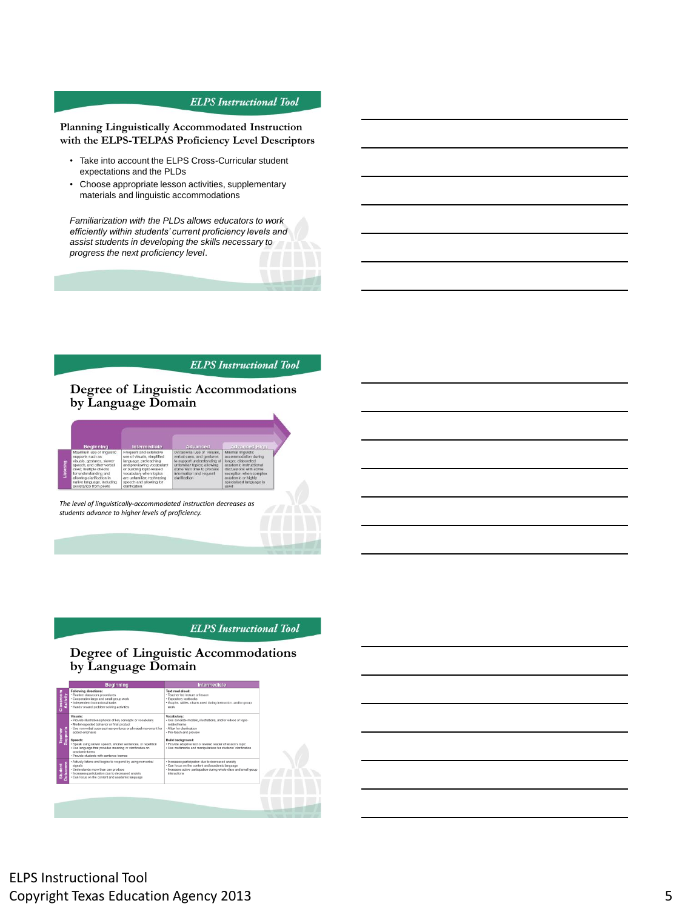## ELPS Instructional Tool

### Planning Linguistically Accommodated Instruction with the ELPS-TELPAS Proficiency Level Descriptors

- Take into account the ELPS Cross-Curricular student expectations and the PLDs
- Choose appropriate lesson activities, supplementary materials and linguistic accommodations

*Familiarization with the PLDs allows educators to work efficiently within students' current proficiency levels and assist students in developing the skills necessary to progress the next proficiency level.*

## ELPS Instructional Tool

### Degree of Linguistic Accommodations by Language Domain

| | Beginning | Intermediate | Advanced | Advanced High |
|---|---|---|---|---|
| Listening | Maximum use of linguistic supports such as visuals, gestures, slower speech, and other verbal cues; multiple checks for understanding and allowing clarification in native language, including assistance from peers | Frequent and extensive use of visuals, simplified language, preteaching and previewing vocabulary or building topic-related vocabulary when topics are unfamiliar; rephrasing speech and allowing for clarification | Occasional use of visuals, verbal cues, and gestures to support understanding of unfamiliar topics; allowing some wait time to process information and request clarification | Minimal linguistic accommodation during longer, elaborated academic instructional discussions with some exception when complex academic or highly specialized language is used |

*The level of linguistically-accommodated instruction decreases as students advance to higher levels of proficiency.*

## ELPS Instructional Tool

### Degree of Linguistic Accommodations by Language Domain

| | Beginning | Intermediate |
|---|---|---|
| Classroom Activity | **Following directions:**<br>• Routine classroom procedures<br>• Cooperative large and small group work<br>• Independent instructional tasks<br>• Hands-on and problem-solving activities | **Text read aloud:**<br>• Teacher-led lecture or lesson<br>• Expository textbooks<br>• Graphs, tables, charts used during instruction, and/or group work |
| Teacher Supports | **Visuals:**<br>• Provide illustrations/photos of key concepts or vocabulary<br>• Model expected behavior or final product<br>• Use nonverbal cues such as gestures or physical movement for added emphasis<br>**Speech:**<br>• Speak using slower speech, shorter sentences, or repetition<br>• Use language that provides meaning or clarification on academic terms<br>• Provide students with sentence frames | **Vocabulary:**<br>• Use concrete models, illustrations, and/or videos of topic-related terms<br>• Allow for clarification<br>• Pre-teach and preview<br>**Build background:**<br>• Provide adapted text or leveled reader of lesson's topic<br>• Use multimedia and manipulatives for students' clarification |
| Student Outcome | • Actively listens and begins to respond by using nonverbal signals<br>• Understands more than can produce<br>• Increases participation due to decreased anxiety<br>• Can focus on the content and academic language | • Increases participation due to decreased anxiety<br>• Can focus on the content and academic language<br>• Increases active participation during whole class and small group interactions |

ELPS Instructional Tool
Copyright Texas Education Agency 2013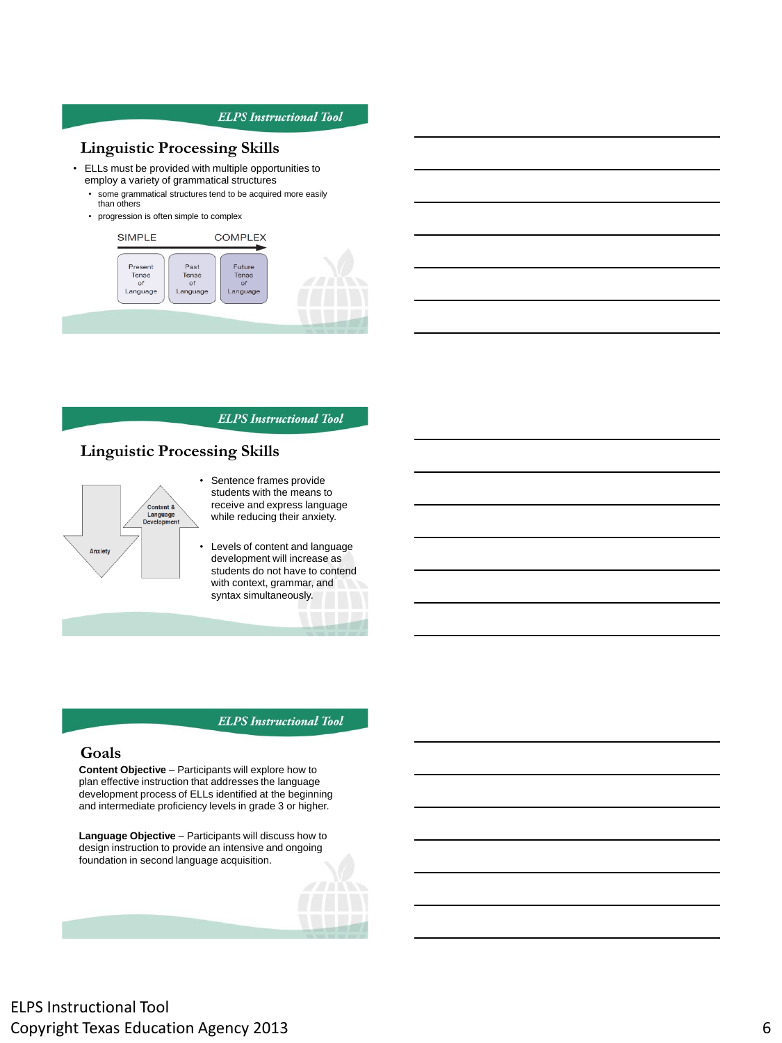ELPS Instructional Tool

## Linguistic Processing Skills

- ELLs must be provided with multiple opportunities to employ a variety of grammatical structures
  - some grammatical structures tend to be acquired more easily than others
  - progression is often simple to complex

SIMPLE → COMPLEX

| Present Tense of Language | Past Tense of Language | Future Tense of Language |
|---|---|---|

ELPS Instructional Tool

## Linguistic Processing Skills

Anxiety ↓ Content & Language Development ↑

- Sentence frames provide students with the means to receive and express language while reducing their anxiety.
- Levels of content and language development will increase as students do not have to contend with context, grammar, and syntax simultaneously.

ELPS Instructional Tool

## Goals

**Content Objective** – Participants will explore how to plan effective instruction that addresses the language development process of ELLs identified at the beginning and intermediate proficiency levels in grade 3 or higher.

**Language Objective** – Participants will discuss how to design instruction to provide an intensive and ongoing foundation in second language acquisition.

ELPS Instructional Tool
Copyright Texas Education Agency 2013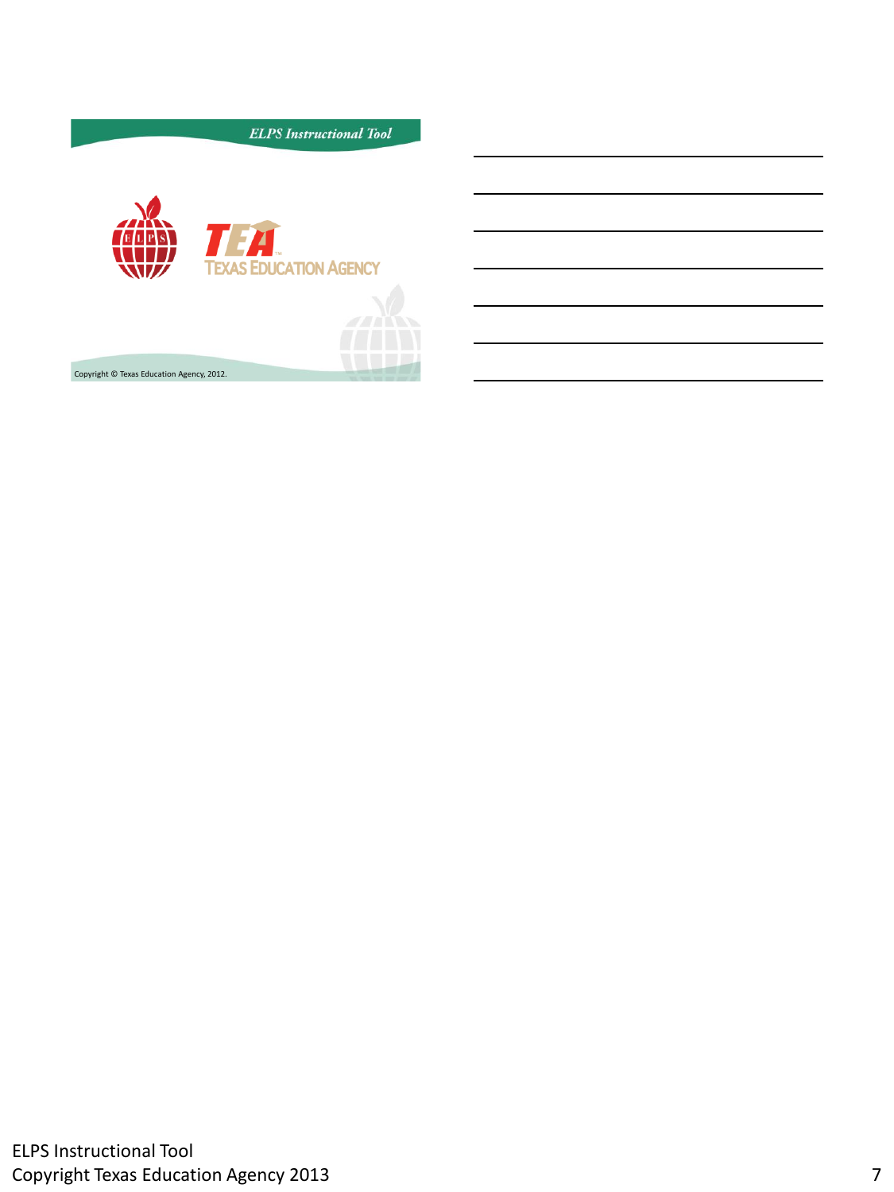ELPS Instructional Tool

TEA
TEXAS EDUCATION AGENCY

Copyright © Texas Education Agency, 2012.